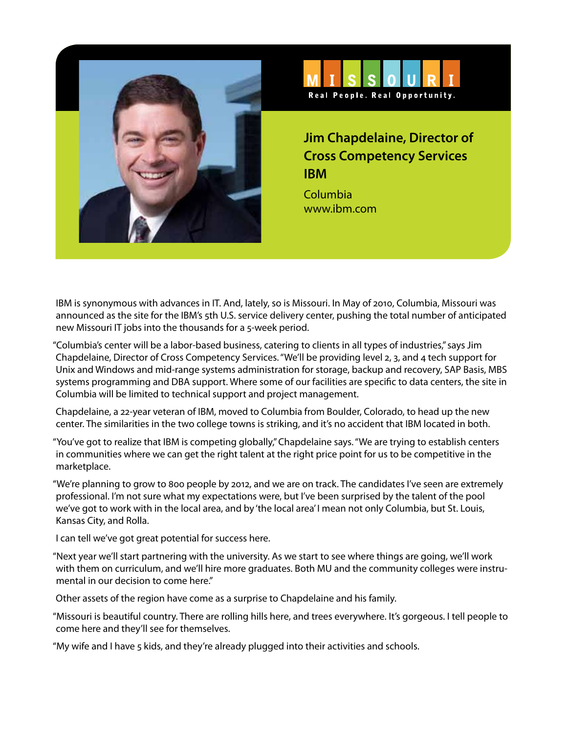MISSOURI

Real People. Real Opportunity.

## Jim Chapdelaine, Director of Cross Competency Services IBM

Columbia
www.ibm.com

IBM is synonymous with advances in IT. And, lately, so is Missouri. In May of 2010, Columbia, Missouri was announced as the site for the IBM's 5th U.S. service delivery center, pushing the total number of anticipated new Missouri IT jobs into the thousands for a 5-week period.

"Columbia's center will be a labor-based business, catering to clients in all types of industries," says Jim Chapdelaine, Director of Cross Competency Services. "We'll be providing level 2, 3, and 4 tech support for Unix and Windows and mid-range systems administration for storage, backup and recovery, SAP Basis, MBS systems programming and DBA support. Where some of our facilities are specific to data centers, the site in Columbia will be limited to technical support and project management.

Chapdelaine, a 22-year veteran of IBM, moved to Columbia from Boulder, Colorado, to head up the new center. The similarities in the two college towns is striking, and it's no accident that IBM located in both.

"You've got to realize that IBM is competing globally," Chapdelaine says. "We are trying to establish centers in communities where we can get the right talent at the right price point for us to be competitive in the marketplace.

"We're planning to grow to 800 people by 2012, and we are on track. The candidates I've seen are extremely professional. I'm not sure what my expectations were, but I've been surprised by the talent of the pool we've got to work with in the local area, and by 'the local area' I mean not only Columbia, but St. Louis, Kansas City, and Rolla.

I can tell we've got great potential for success here.

"Next year we'll start partnering with the university. As we start to see where things are going, we'll work with them on curriculum, and we'll hire more graduates. Both MU and the community colleges were instrumental in our decision to come here."

Other assets of the region have come as a surprise to Chapdelaine and his family.

"Missouri is beautiful country. There are rolling hills here, and trees everywhere. It's gorgeous. I tell people to come here and they'll see for themselves.

"My wife and I have 5 kids, and they're already plugged into their activities and schools.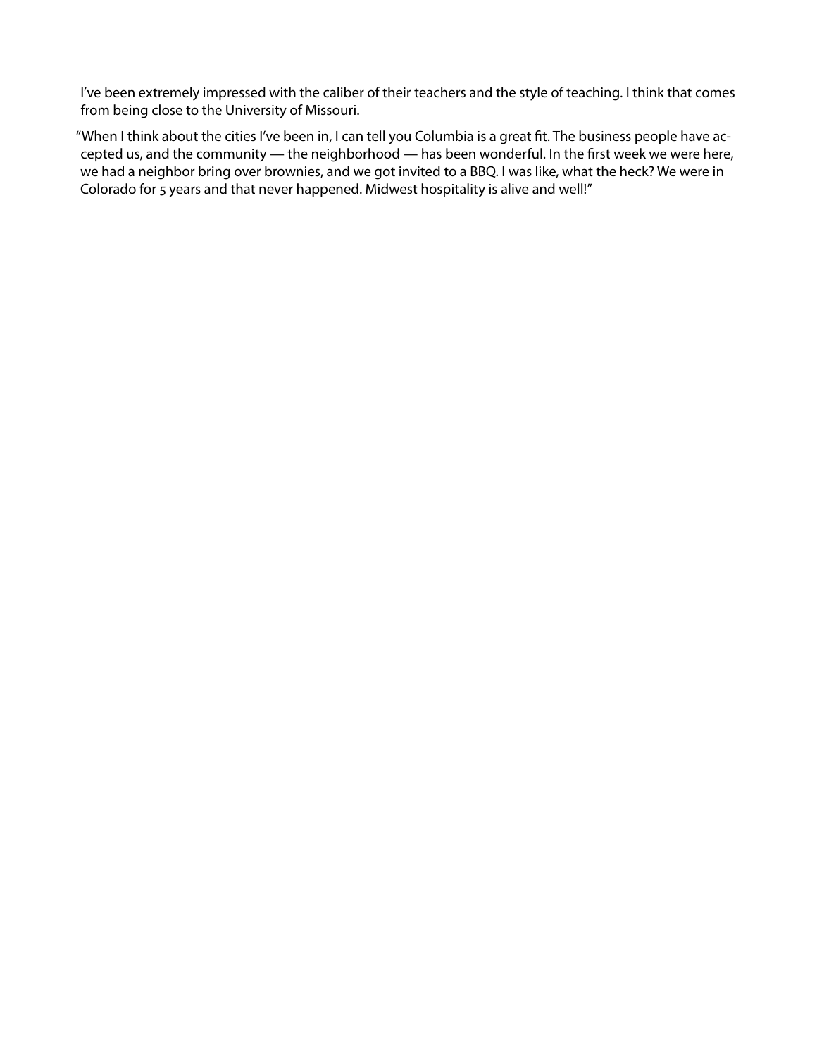I've been extremely impressed with the caliber of their teachers and the style of teaching. I think that comes from being close to the University of Missouri.

"When I think about the cities I've been in, I can tell you Columbia is a great fit. The business people have accepted us, and the community — the neighborhood — has been wonderful. In the first week we were here, we had a neighbor bring over brownies, and we got invited to a BBQ. I was like, what the heck? We were in Colorado for 5 years and that never happened. Midwest hospitality is alive and well!"